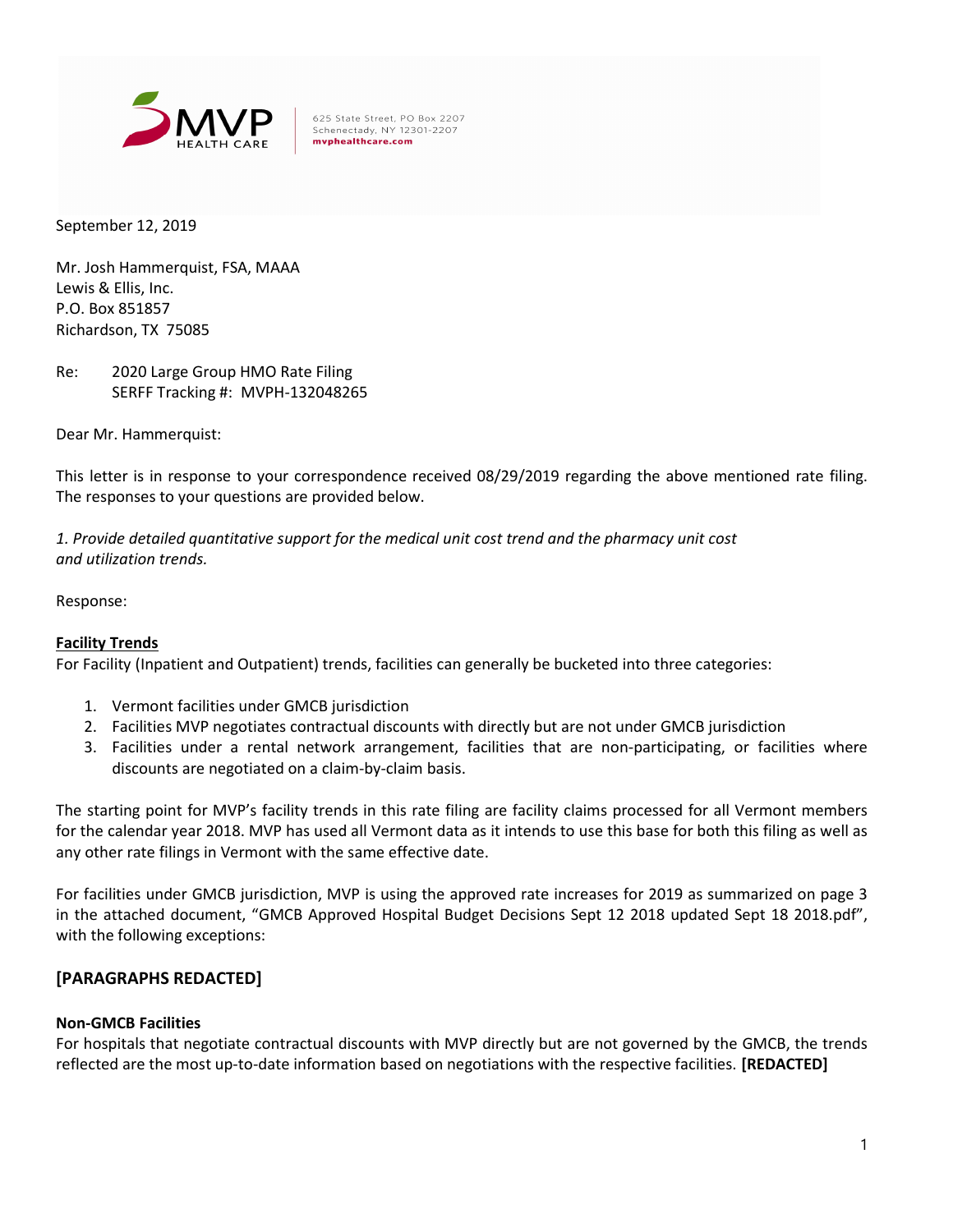MVP HEALTH CARE

625 State Street, PO Box 2207
Schenectady, NY 12301-2207
mvphealthcare.com

September 12, 2019

Mr. Josh Hammerquist, FSA, MAAA
Lewis & Ellis, Inc.
P.O. Box 851857
Richardson, TX 75085

Re: 2020 Large Group HMO Rate Filing
SERFF Tracking #: MVPH-132048265

Dear Mr. Hammerquist:

This letter is in response to your correspondence received 08/29/2019 regarding the above mentioned rate filing. The responses to your questions are provided below.

*1. Provide detailed quantitative support for the medical unit cost trend and the pharmacy unit cost and utilization trends.*

Response:

**Facility Trends**

For Facility (Inpatient and Outpatient) trends, facilities can generally be bucketed into three categories:

1. Vermont facilities under GMCB jurisdiction
2. Facilities MVP negotiates contractual discounts with directly but are not under GMCB jurisdiction
3. Facilities under a rental network arrangement, facilities that are non-participating, or facilities where discounts are negotiated on a claim-by-claim basis.

The starting point for MVP's facility trends in this rate filing are facility claims processed for all Vermont members for the calendar year 2018. MVP has used all Vermont data as it intends to use this base for both this filing as well as any other rate filings in Vermont with the same effective date.

For facilities under GMCB jurisdiction, MVP is using the approved rate increases for 2019 as summarized on page 3 in the attached document, "GMCB Approved Hospital Budget Decisions Sept 12 2018 updated Sept 18 2018.pdf", with the following exceptions:

## [PARAGRAPHS REDACTED]

**Non-GMCB Facilities**

For hospitals that negotiate contractual discounts with MVP directly but are not governed by the GMCB, the trends reflected are the most up-to-date information based on negotiations with the respective facilities. **[REDACTED]**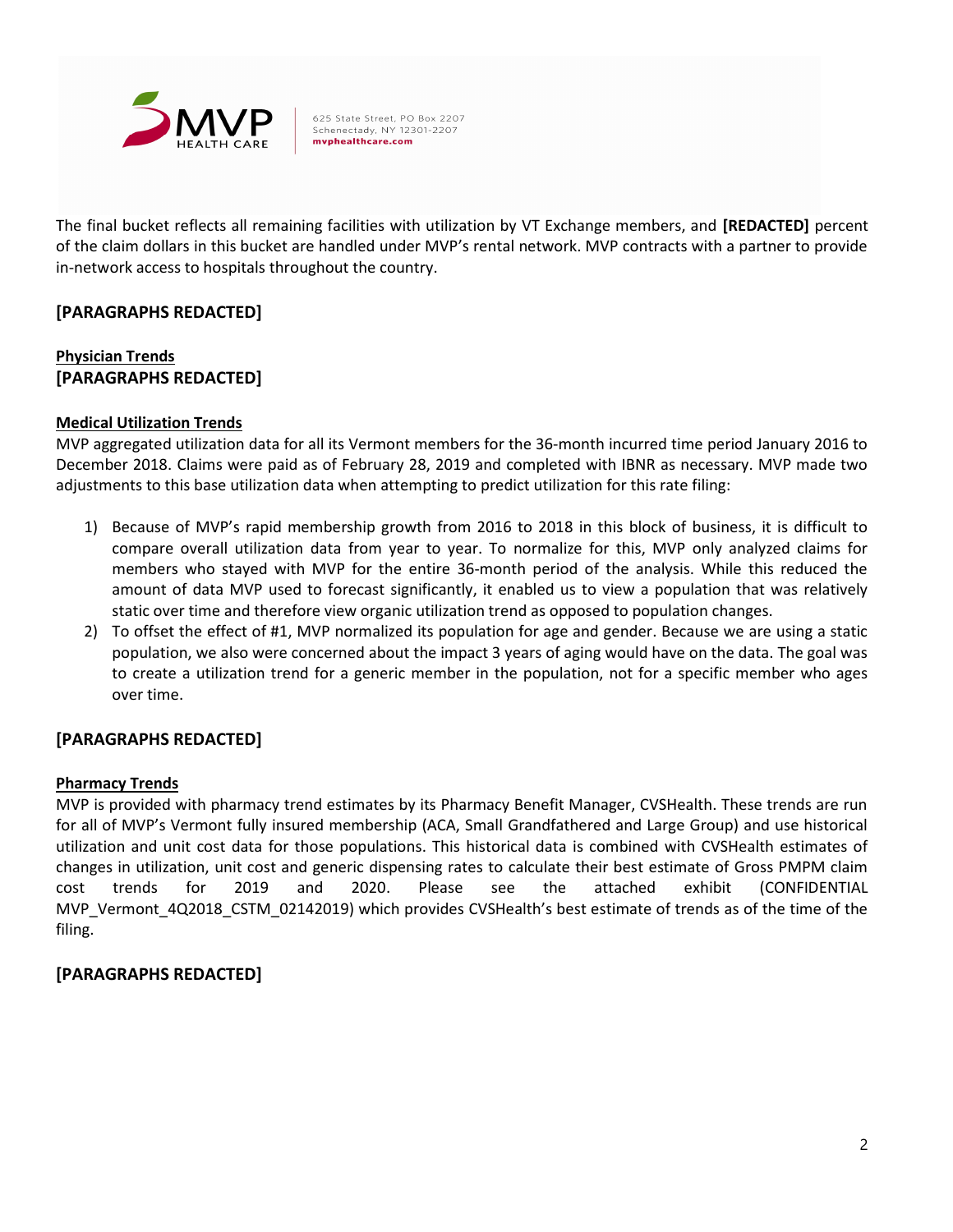The final bucket reflects all remaining facilities with utilization by VT Exchange members, and **[REDACTED]** percent of the claim dollars in this bucket are handled under MVP's rental network. MVP contracts with a partner to provide in-network access to hospitals throughout the country.

**[PARAGRAPHS REDACTED]**

**Physician Trends**
**[PARAGRAPHS REDACTED]**

**Medical Utilization Trends**
MVP aggregated utilization data for all its Vermont members for the 36-month incurred time period January 2016 to December 2018. Claims were paid as of February 28, 2019 and completed with IBNR as necessary. MVP made two adjustments to this base utilization data when attempting to predict utilization for this rate filing:

1) Because of MVP's rapid membership growth from 2016 to 2018 in this block of business, it is difficult to compare overall utilization data from year to year. To normalize for this, MVP only analyzed claims for members who stayed with MVP for the entire 36-month period of the analysis. While this reduced the amount of data MVP used to forecast significantly, it enabled us to view a population that was relatively static over time and therefore view organic utilization trend as opposed to population changes.
2) To offset the effect of #1, MVP normalized its population for age and gender. Because we are using a static population, we also were concerned about the impact 3 years of aging would have on the data. The goal was to create a utilization trend for a generic member in the population, not for a specific member who ages over time.

**[PARAGRAPHS REDACTED]**

**Pharmacy Trends**
MVP is provided with pharmacy trend estimates by its Pharmacy Benefit Manager, CVSHealth. These trends are run for all of MVP's Vermont fully insured membership (ACA, Small Grandfathered and Large Group) and use historical utilization and unit cost data for those populations. This historical data is combined with CVSHealth estimates of changes in utilization, unit cost and generic dispensing rates to calculate their best estimate of Gross PMPM claim cost trends for 2019 and 2020. Please see the attached exhibit (CONFIDENTIAL MVP_Vermont_4Q2018_CSTM_02142019) which provides CVSHealth's best estimate of trends as of the time of the filing.

**[PARAGRAPHS REDACTED]**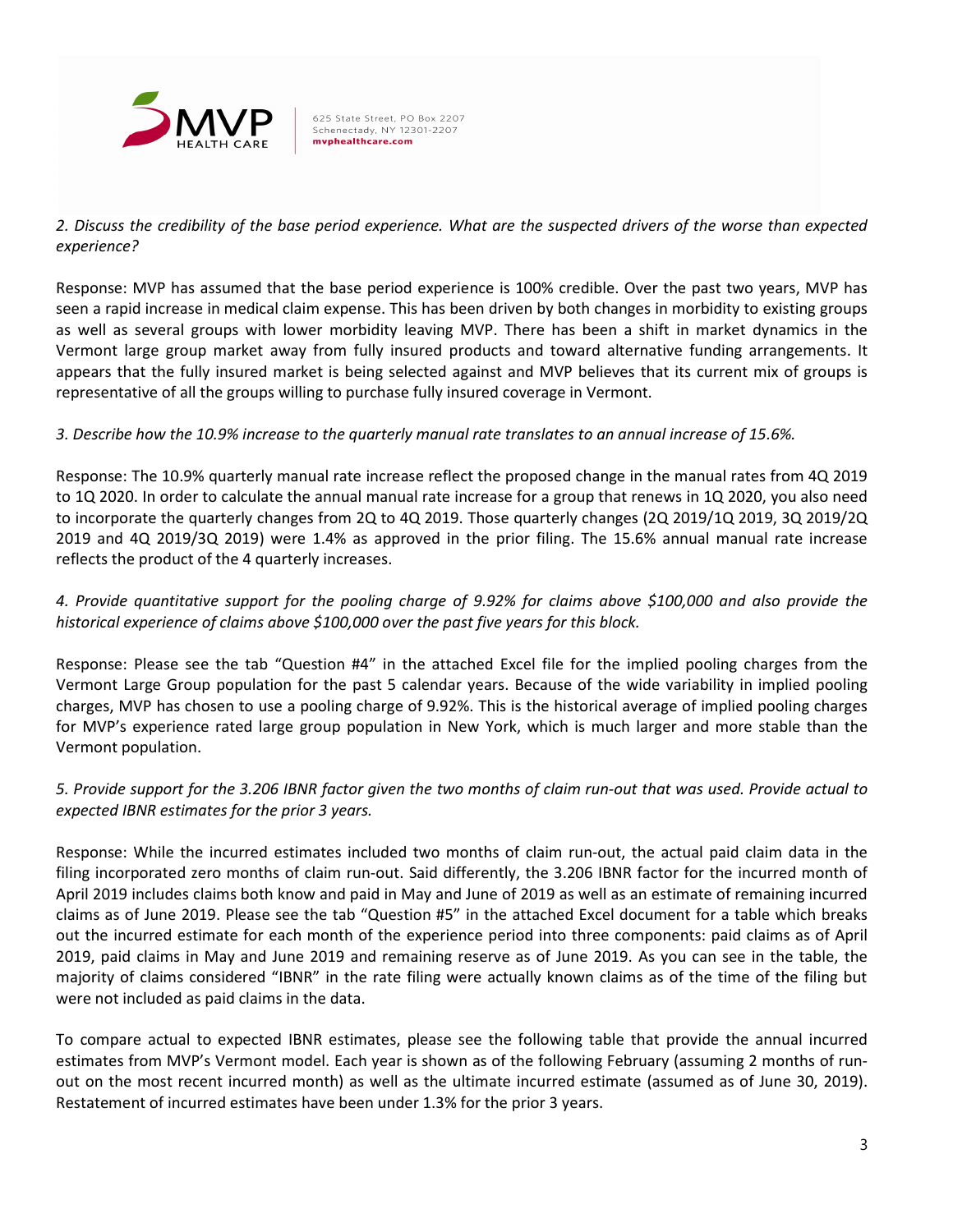*2. Discuss the credibility of the base period experience. What are the suspected drivers of the worse than expected experience?*

Response: MVP has assumed that the base period experience is 100% credible. Over the past two years, MVP has seen a rapid increase in medical claim expense. This has been driven by both changes in morbidity to existing groups as well as several groups with lower morbidity leaving MVP. There has been a shift in market dynamics in the Vermont large group market away from fully insured products and toward alternative funding arrangements. It appears that the fully insured market is being selected against and MVP believes that its current mix of groups is representative of all the groups willing to purchase fully insured coverage in Vermont.

*3. Describe how the 10.9% increase to the quarterly manual rate translates to an annual increase of 15.6%.*

Response: The 10.9% quarterly manual rate increase reflect the proposed change in the manual rates from 4Q 2019 to 1Q 2020. In order to calculate the annual manual rate increase for a group that renews in 1Q 2020, you also need to incorporate the quarterly changes from 2Q to 4Q 2019. Those quarterly changes (2Q 2019/1Q 2019, 3Q 2019/2Q 2019 and 4Q 2019/3Q 2019) were 1.4% as approved in the prior filing. The 15.6% annual manual rate increase reflects the product of the 4 quarterly increases.

*4. Provide quantitative support for the pooling charge of 9.92% for claims above $100,000 and also provide the historical experience of claims above $100,000 over the past five years for this block.*

Response: Please see the tab "Question #4" in the attached Excel file for the implied pooling charges from the Vermont Large Group population for the past 5 calendar years. Because of the wide variability in implied pooling charges, MVP has chosen to use a pooling charge of 9.92%. This is the historical average of implied pooling charges for MVP's experience rated large group population in New York, which is much larger and more stable than the Vermont population.

*5. Provide support for the 3.206 IBNR factor given the two months of claim run-out that was used. Provide actual to expected IBNR estimates for the prior 3 years.*

Response: While the incurred estimates included two months of claim run-out, the actual paid claim data in the filing incorporated zero months of claim run-out. Said differently, the 3.206 IBNR factor for the incurred month of April 2019 includes claims both know and paid in May and June of 2019 as well as an estimate of remaining incurred claims as of June 2019. Please see the tab "Question #5" in the attached Excel document for a table which breaks out the incurred estimate for each month of the experience period into three components: paid claims as of April 2019, paid claims in May and June 2019 and remaining reserve as of June 2019. As you can see in the table, the majority of claims considered "IBNR" in the rate filing were actually known claims as of the time of the filing but were not included as paid claims in the data.

To compare actual to expected IBNR estimates, please see the following table that provide the annual incurred estimates from MVP's Vermont model. Each year is shown as of the following February (assuming 2 months of run-out on the most recent incurred month) as well as the ultimate incurred estimate (assumed as of June 30, 2019). Restatement of incurred estimates have been under 1.3% for the prior 3 years.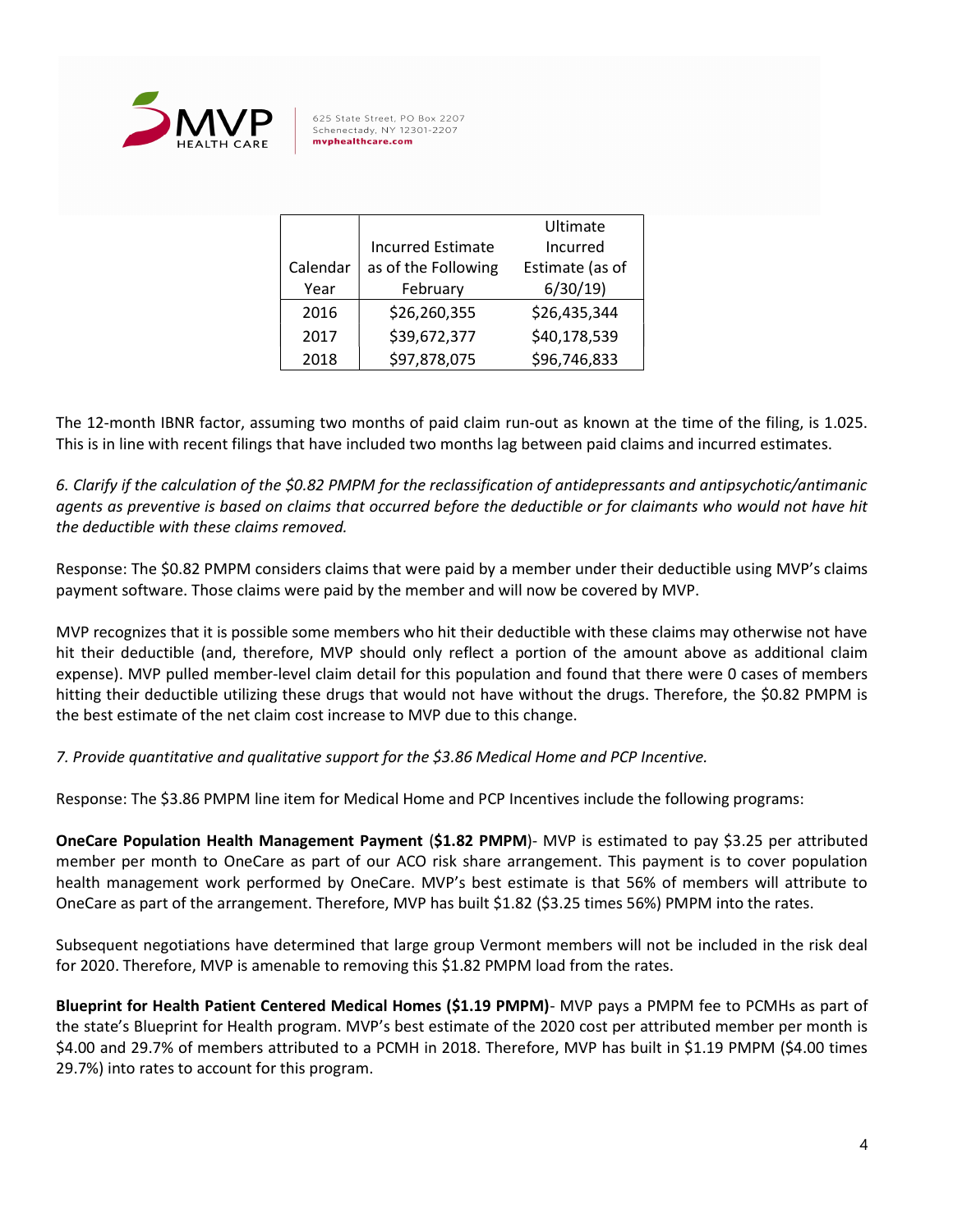| Calendar Year | Incurred Estimate as of the Following February | Ultimate Incurred Estimate (as of 6/30/19) |
|---|---|---|
| 2016 | $26,260,355 | $26,435,344 |
| 2017 | $39,672,377 | $40,178,539 |
| 2018 | $97,878,075 | $96,746,833 |

The 12-month IBNR factor, assuming two months of paid claim run-out as known at the time of the filing, is 1.025. This is in line with recent filings that have included two months lag between paid claims and incurred estimates.

*6. Clarify if the calculation of the $0.82 PMPM for the reclassification of antidepressants and antipsychotic/antimanic agents as preventive is based on claims that occurred before the deductible or for claimants who would not have hit the deductible with these claims removed.*

Response: The $0.82 PMPM considers claims that were paid by a member under their deductible using MVP's claims payment software. Those claims were paid by the member and will now be covered by MVP.

MVP recognizes that it is possible some members who hit their deductible with these claims may otherwise not have hit their deductible (and, therefore, MVP should only reflect a portion of the amount above as additional claim expense). MVP pulled member-level claim detail for this population and found that there were 0 cases of members hitting their deductible utilizing these drugs that would not have without the drugs. Therefore, the $0.82 PMPM is the best estimate of the net claim cost increase to MVP due to this change.

*7. Provide quantitative and qualitative support for the $3.86 Medical Home and PCP Incentive.*

Response: The $3.86 PMPM line item for Medical Home and PCP Incentives include the following programs:

**OneCare Population Health Management Payment** (**$1.82 PMPM**)- MVP is estimated to pay $3.25 per attributed member per month to OneCare as part of our ACO risk share arrangement. This payment is to cover population health management work performed by OneCare. MVP's best estimate is that 56% of members will attribute to OneCare as part of the arrangement. Therefore, MVP has built $1.82 ($3.25 times 56%) PMPM into the rates.

Subsequent negotiations have determined that large group Vermont members will not be included in the risk deal for 2020. Therefore, MVP is amenable to removing this $1.82 PMPM load from the rates.

**Blueprint for Health Patient Centered Medical Homes ($1.19 PMPM)**- MVP pays a PMPM fee to PCMHs as part of the state's Blueprint for Health program. MVP's best estimate of the 2020 cost per attributed member per month is $4.00 and 29.7% of members attributed to a PCMH in 2018. Therefore, MVP has built in $1.19 PMPM ($4.00 times 29.7%) into rates to account for this program.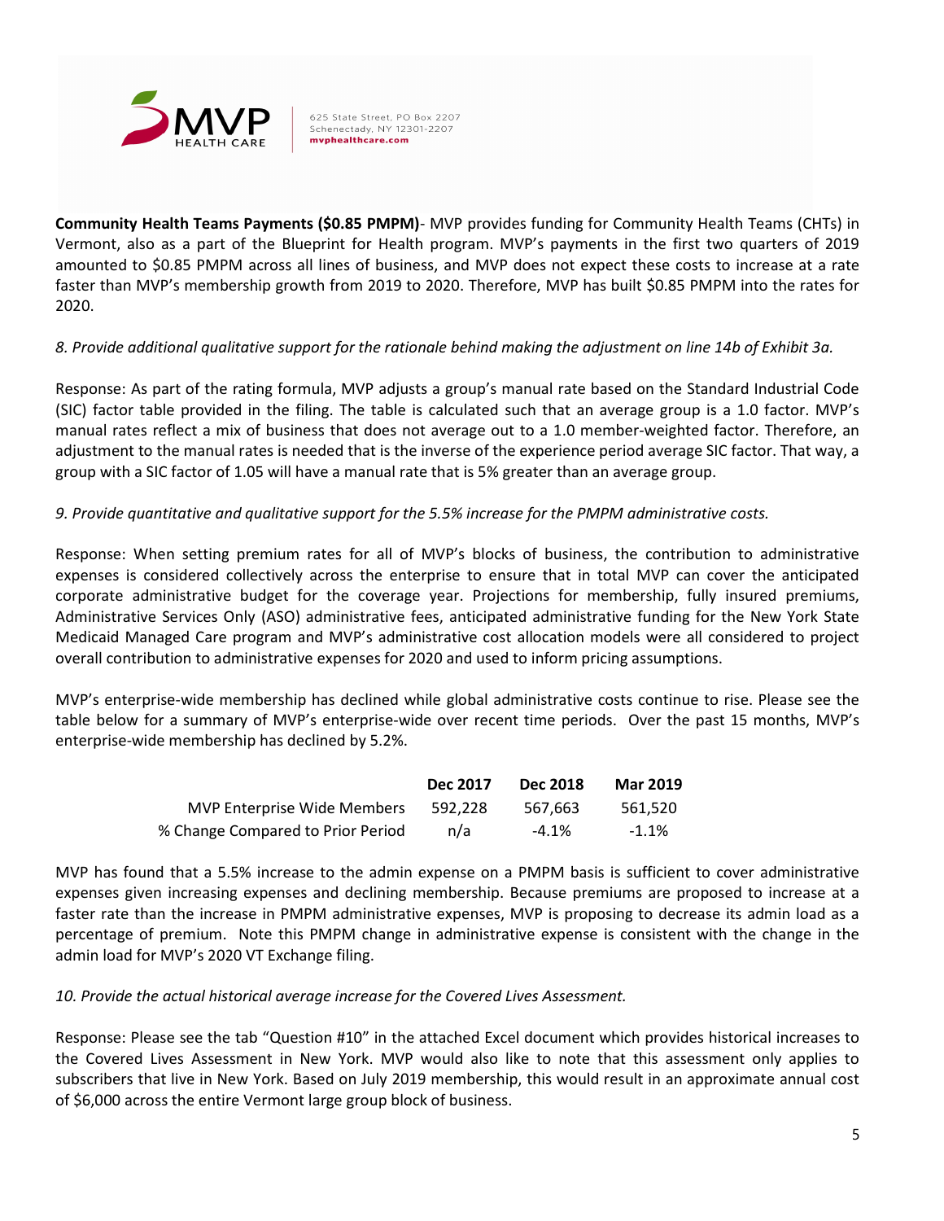**Community Health Teams Payments ($0.85 PMPM)**- MVP provides funding for Community Health Teams (CHTs) in Vermont, also as a part of the Blueprint for Health program. MVP's payments in the first two quarters of 2019 amounted to $0.85 PMPM across all lines of business, and MVP does not expect these costs to increase at a rate faster than MVP's membership growth from 2019 to 2020. Therefore, MVP has built $0.85 PMPM into the rates for 2020.

*8. Provide additional qualitative support for the rationale behind making the adjustment on line 14b of Exhibit 3a.*

Response: As part of the rating formula, MVP adjusts a group's manual rate based on the Standard Industrial Code (SIC) factor table provided in the filing. The table is calculated such that an average group is a 1.0 factor. MVP's manual rates reflect a mix of business that does not average out to a 1.0 member-weighted factor. Therefore, an adjustment to the manual rates is needed that is the inverse of the experience period average SIC factor. That way, a group with a SIC factor of 1.05 will have a manual rate that is 5% greater than an average group.

*9. Provide quantitative and qualitative support for the 5.5% increase for the PMPM administrative costs.*

Response: When setting premium rates for all of MVP's blocks of business, the contribution to administrative expenses is considered collectively across the enterprise to ensure that in total MVP can cover the anticipated corporate administrative budget for the coverage year. Projections for membership, fully insured premiums, Administrative Services Only (ASO) administrative fees, anticipated administrative funding for the New York State Medicaid Managed Care program and MVP's administrative cost allocation models were all considered to project overall contribution to administrative expenses for 2020 and used to inform pricing assumptions.

MVP's enterprise-wide membership has declined while global administrative costs continue to rise. Please see the table below for a summary of MVP's enterprise-wide over recent time periods. Over the past 15 months, MVP's enterprise-wide membership has declined by 5.2%.

| | Dec 2017 | Dec 2018 | Mar 2019 |
|---|---|---|---|
| MVP Enterprise Wide Members | 592,228 | 567,663 | 561,520 |
| % Change Compared to Prior Period | n/a | -4.1% | -1.1% |

MVP has found that a 5.5% increase to the admin expense on a PMPM basis is sufficient to cover administrative expenses given increasing expenses and declining membership. Because premiums are proposed to increase at a faster rate than the increase in PMPM administrative expenses, MVP is proposing to decrease its admin load as a percentage of premium. Note this PMPM change in administrative expense is consistent with the change in the admin load for MVP's 2020 VT Exchange filing.

*10. Provide the actual historical average increase for the Covered Lives Assessment.*

Response: Please see the tab "Question #10" in the attached Excel document which provides historical increases to the Covered Lives Assessment in New York. MVP would also like to note that this assessment only applies to subscribers that live in New York. Based on July 2019 membership, this would result in an approximate annual cost of $6,000 across the entire Vermont large group block of business.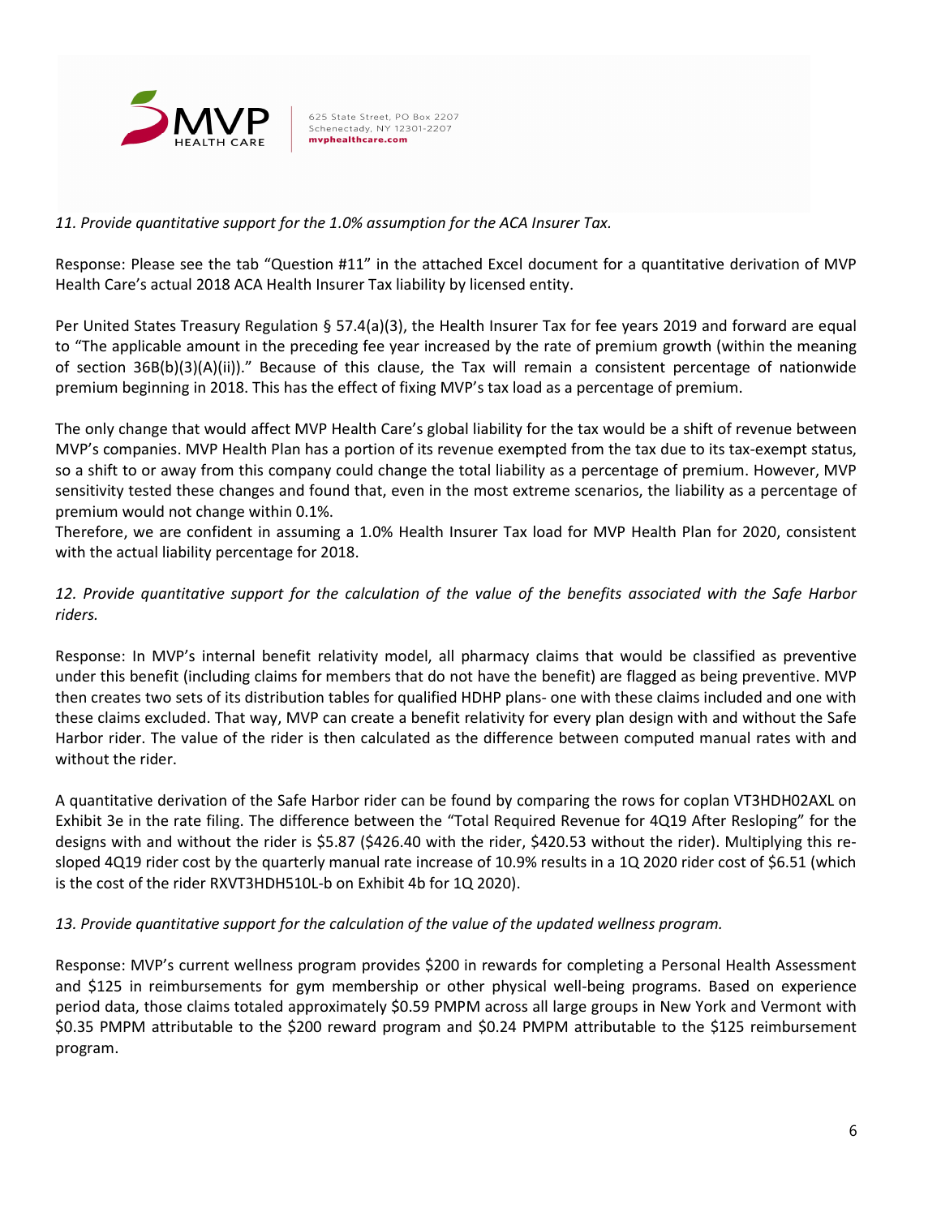*11. Provide quantitative support for the 1.0% assumption for the ACA Insurer Tax.*

Response: Please see the tab "Question #11" in the attached Excel document for a quantitative derivation of MVP Health Care's actual 2018 ACA Health Insurer Tax liability by licensed entity.

Per United States Treasury Regulation § 57.4(a)(3), the Health Insurer Tax for fee years 2019 and forward are equal to "The applicable amount in the preceding fee year increased by the rate of premium growth (within the meaning of section 36B(b)(3)(A)(ii))." Because of this clause, the Tax will remain a consistent percentage of nationwide premium beginning in 2018. This has the effect of fixing MVP's tax load as a percentage of premium.

The only change that would affect MVP Health Care's global liability for the tax would be a shift of revenue between MVP's companies. MVP Health Plan has a portion of its revenue exempted from the tax due to its tax-exempt status, so a shift to or away from this company could change the total liability as a percentage of premium. However, MVP sensitivity tested these changes and found that, even in the most extreme scenarios, the liability as a percentage of premium would not change within 0.1%.

Therefore, we are confident in assuming a 1.0% Health Insurer Tax load for MVP Health Plan for 2020, consistent with the actual liability percentage for 2018.

*12. Provide quantitative support for the calculation of the value of the benefits associated with the Safe Harbor riders.*

Response: In MVP's internal benefit relativity model, all pharmacy claims that would be classified as preventive under this benefit (including claims for members that do not have the benefit) are flagged as being preventive. MVP then creates two sets of its distribution tables for qualified HDHP plans- one with these claims included and one with these claims excluded. That way, MVP can create a benefit relativity for every plan design with and without the Safe Harbor rider. The value of the rider is then calculated as the difference between computed manual rates with and without the rider.

A quantitative derivation of the Safe Harbor rider can be found by comparing the rows for coplan VT3HDH02AXL on Exhibit 3e in the rate filing. The difference between the "Total Required Revenue for 4Q19 After Resloping" for the designs with and without the rider is $5.87 ($426.40 with the rider, $420.53 without the rider). Multiplying this re-sloped 4Q19 rider cost by the quarterly manual rate increase of 10.9% results in a 1Q 2020 rider cost of $6.51 (which is the cost of the rider RXVT3HDH510L-b on Exhibit 4b for 1Q 2020).

*13. Provide quantitative support for the calculation of the value of the updated wellness program.*

Response: MVP's current wellness program provides $200 in rewards for completing a Personal Health Assessment and $125 in reimbursements for gym membership or other physical well-being programs. Based on experience period data, those claims totaled approximately $0.59 PMPM across all large groups in New York and Vermont with $0.35 PMPM attributable to the $200 reward program and $0.24 PMPM attributable to the $125 reimbursement program.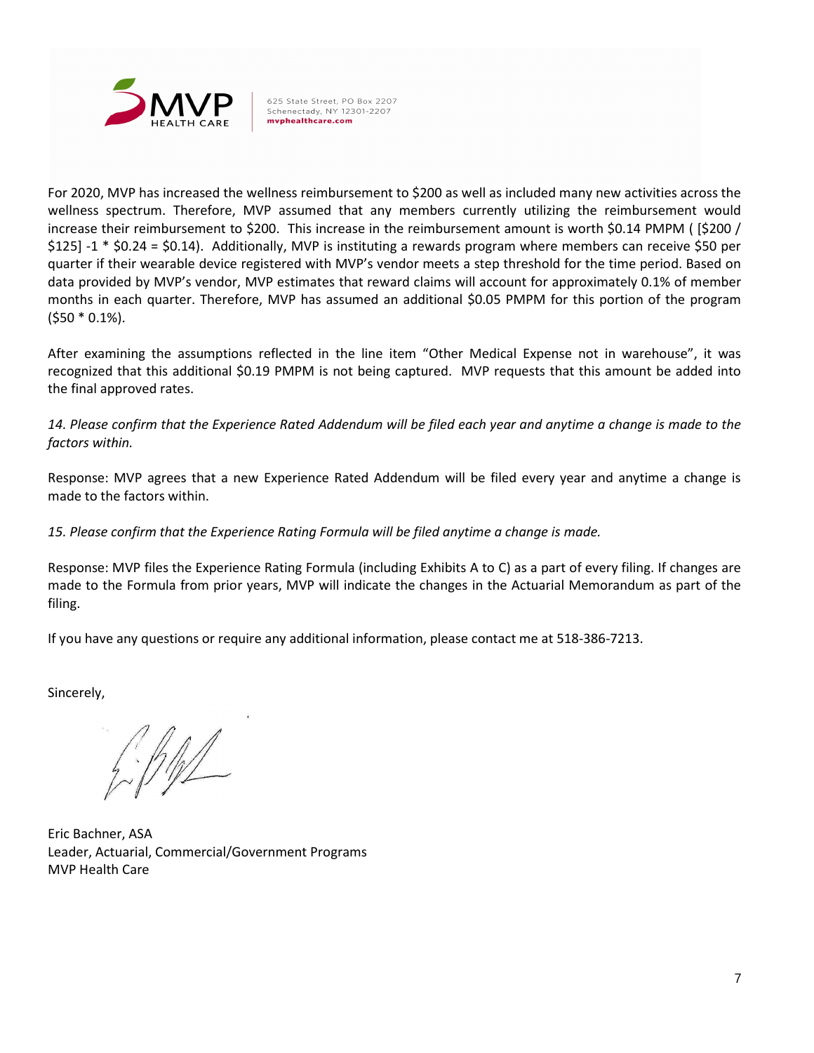For 2020, MVP has increased the wellness reimbursement to $200 as well as included many new activities across the wellness spectrum. Therefore, MVP assumed that any members currently utilizing the reimbursement would increase their reimbursement to $200. This increase in the reimbursement amount is worth $0.14 PMPM ( [$200 / $125] -1 * $0.24 = $0.14). Additionally, MVP is instituting a rewards program where members can receive $50 per quarter if their wearable device registered with MVP's vendor meets a step threshold for the time period. Based on data provided by MVP's vendor, MVP estimates that reward claims will account for approximately 0.1% of member months in each quarter. Therefore, MVP has assumed an additional $0.05 PMPM for this portion of the program ($50 * 0.1%).

After examining the assumptions reflected in the line item "Other Medical Expense not in warehouse", it was recognized that this additional $0.19 PMPM is not being captured. MVP requests that this amount be added into the final approved rates.

*14. Please confirm that the Experience Rated Addendum will be filed each year and anytime a change is made to the factors within.*

Response: MVP agrees that a new Experience Rated Addendum will be filed every year and anytime a change is made to the factors within.

*15. Please confirm that the Experience Rating Formula will be filed anytime a change is made.*

Response: MVP files the Experience Rating Formula (including Exhibits A to C) as a part of every filing. If changes are made to the Formula from prior years, MVP will indicate the changes in the Actuarial Memorandum as part of the filing.

If you have any questions or require any additional information, please contact me at 518-386-7213.

Sincerely,

Eric Bachner, ASA
Leader, Actuarial, Commercial/Government Programs
MVP Health Care